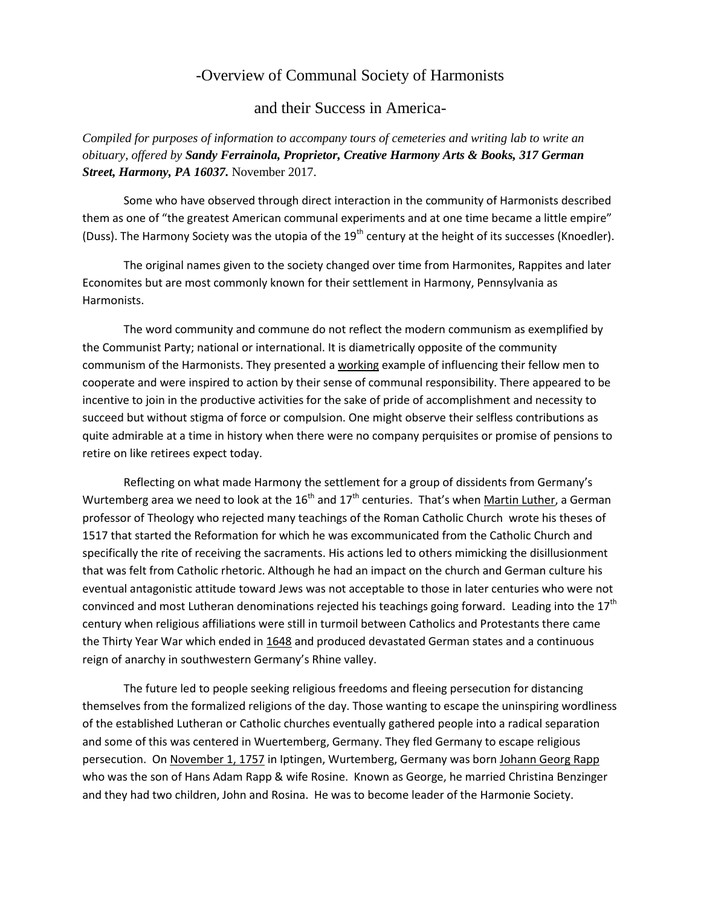# -Overview of Communal Society of Harmonists

# and their Success in America-

*Compiled for purposes of information to accompany tours of cemeteries and writing lab to write an obituary, offered by **Sandy Ferrainola, Proprietor, Creative Harmony Arts & Books, 317 German Street, Harmony, PA 16037.*** November 2017.

Some who have observed through direct interaction in the community of Harmonists described them as one of "the greatest American communal experiments and at one time became a little empire" (Duss). The Harmony Society was the utopia of the 19th century at the height of its successes (Knoedler).

The original names given to the society changed over time from Harmonites, Rappites and later Economites but are most commonly known for their settlement in Harmony, Pennsylvania as Harmonists.

The word community and commune do not reflect the modern communism as exemplified by the Communist Party; national or international. It is diametrically opposite of the community communism of the Harmonists. They presented a <u>working</u> example of influencing their fellow men to cooperate and were inspired to action by their sense of communal responsibility. There appeared to be incentive to join in the productive activities for the sake of pride of accomplishment and necessity to succeed but without stigma of force or compulsion. One might observe their selfless contributions as quite admirable at a time in history when there were no company perquisites or promise of pensions to retire on like retirees expect today.

Reflecting on what made Harmony the settlement for a group of dissidents from Germany's Wurtemberg area we need to look at the 16th and 17th centuries. That's when <u>Martin Luther</u>, a German professor of Theology who rejected many teachings of the Roman Catholic Church wrote his theses of 1517 that started the Reformation for which he was excommunicated from the Catholic Church and specifically the rite of receiving the sacraments. His actions led to others mimicking the disillusionment that was felt from Catholic rhetoric. Although he had an impact on the church and German culture his eventual antagonistic attitude toward Jews was not acceptable to those in later centuries who were not convinced and most Lutheran denominations rejected his teachings going forward. Leading into the 17th century when religious affiliations were still in turmoil between Catholics and Protestants there came the Thirty Year War which ended in <u>1648</u> and produced devastated German states and a continuous reign of anarchy in southwestern Germany's Rhine valley.

The future led to people seeking religious freedoms and fleeing persecution for distancing themselves from the formalized religions of the day. Those wanting to escape the uninspiring wordliness of the established Lutheran or Catholic churches eventually gathered people into a radical separation and some of this was centered in Wuertemberg, Germany. They fled Germany to escape religious persecution. On <u>November 1, 1757</u> in Iptingen, Wurtemberg, Germany was born <u>Johann Georg Rapp</u> who was the son of Hans Adam Rapp & wife Rosine. Known as George, he married Christina Benzinger and they had two children, John and Rosina. He was to become leader of the Harmonie Society.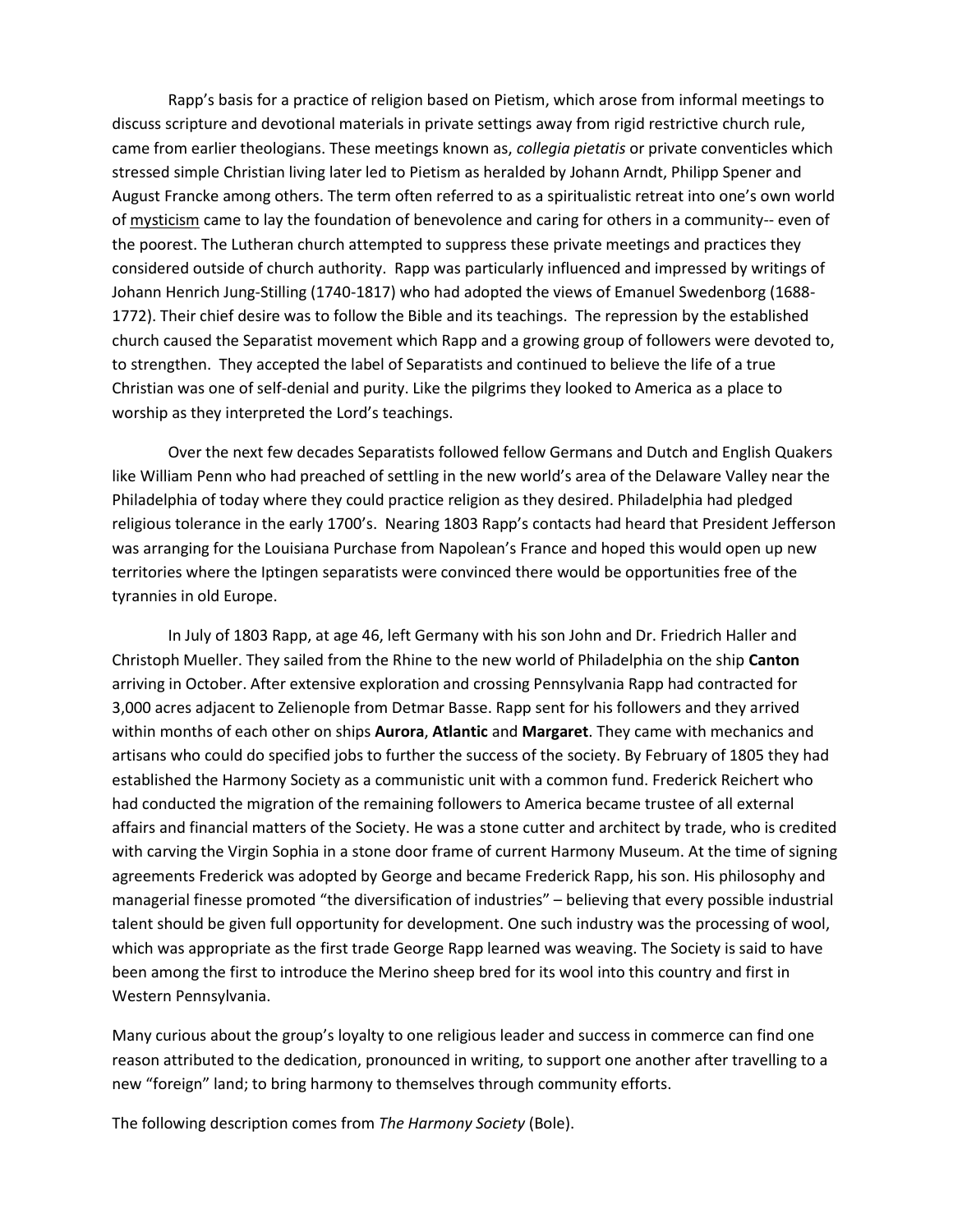Rapp's basis for a practice of religion based on Pietism, which arose from informal meetings to discuss scripture and devotional materials in private settings away from rigid restrictive church rule, came from earlier theologians. These meetings known as, *collegia pietatis* or private conventicles which stressed simple Christian living later led to Pietism as heralded by Johann Arndt, Philipp Spener and August Francke among others. The term often referred to as a spiritualistic retreat into one's own world of <u>mysticism</u> came to lay the foundation of benevolence and caring for others in a community-- even of the poorest. The Lutheran church attempted to suppress these private meetings and practices they considered outside of church authority. Rapp was particularly influenced and impressed by writings of Johann Henrich Jung-Stilling (1740-1817) who had adopted the views of Emanuel Swedenborg (1688-1772). Their chief desire was to follow the Bible and its teachings. The repression by the established church caused the Separatist movement which Rapp and a growing group of followers were devoted to, to strengthen. They accepted the label of Separatists and continued to believe the life of a true Christian was one of self-denial and purity. Like the pilgrims they looked to America as a place to worship as they interpreted the Lord's teachings.

Over the next few decades Separatists followed fellow Germans and Dutch and English Quakers like William Penn who had preached of settling in the new world's area of the Delaware Valley near the Philadelphia of today where they could practice religion as they desired. Philadelphia had pledged religious tolerance in the early 1700's. Nearing 1803 Rapp's contacts had heard that President Jefferson was arranging for the Louisiana Purchase from Napolean's France and hoped this would open up new territories where the Iptingen separatists were convinced there would be opportunities free of the tyrannies in old Europe.

In July of 1803 Rapp, at age 46, left Germany with his son John and Dr. Friedrich Haller and Christoph Mueller. They sailed from the Rhine to the new world of Philadelphia on the ship **Canton** arriving in October. After extensive exploration and crossing Pennsylvania Rapp had contracted for 3,000 acres adjacent to Zelienople from Detmar Basse. Rapp sent for his followers and they arrived within months of each other on ships **Aurora**, **Atlantic** and **Margaret**. They came with mechanics and artisans who could do specified jobs to further the success of the society. By February of 1805 they had established the Harmony Society as a communistic unit with a common fund. Frederick Reichert who had conducted the migration of the remaining followers to America became trustee of all external affairs and financial matters of the Society. He was a stone cutter and architect by trade, who is credited with carving the Virgin Sophia in a stone door frame of current Harmony Museum. At the time of signing agreements Frederick was adopted by George and became Frederick Rapp, his son. His philosophy and managerial finesse promoted "the diversification of industries" – believing that every possible industrial talent should be given full opportunity for development. One such industry was the processing of wool, which was appropriate as the first trade George Rapp learned was weaving. The Society is said to have been among the first to introduce the Merino sheep bred for its wool into this country and first in Western Pennsylvania.

Many curious about the group's loyalty to one religious leader and success in commerce can find one reason attributed to the dedication, pronounced in writing, to support one another after travelling to a new "foreign" land; to bring harmony to themselves through community efforts.

The following description comes from *The Harmony Society* (Bole).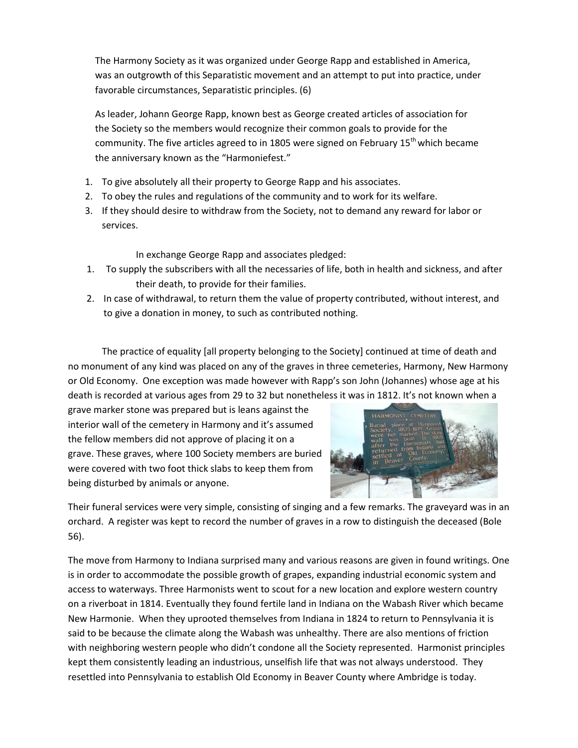The Harmony Society as it was organized under George Rapp and established in America, was an outgrowth of this Separatistic movement and an attempt to put into practice, under favorable circumstances, Separatistic principles. (6)

As leader, Johann George Rapp, known best as George created articles of association for the Society so the members would recognize their common goals to provide for the community. The five articles agreed to in 1805 were signed on February 15th which became the anniversary known as the "Harmoniefest."

1. To give absolutely all their property to George Rapp and his associates.
2. To obey the rules and regulations of the community and to work for its welfare.
3. If they should desire to withdraw from the Society, not to demand any reward for labor or services.

In exchange George Rapp and associates pledged:

1. To supply the subscribers with all the necessaries of life, both in health and sickness, and after their death, to provide for their families.
2. In case of withdrawal, to return them the value of property contributed, without interest, and to give a donation in money, to such as contributed nothing.

The practice of equality [all property belonging to the Society] continued at time of death and no monument of any kind was placed on any of the graves in three cemeteries, Harmony, New Harmony or Old Economy. One exception was made however with Rapp's son John (Johannes) whose age at his death is recorded at various ages from 29 to 32 but nonetheless it was in 1812. It's not known when a grave marker stone was prepared but is leans against the interior wall of the cemetery in Harmony and it's assumed the fellow members did not approve of placing it on a grave. These graves, where 100 Society members are buried were covered with two foot thick slabs to keep them from being disturbed by animals or anyone.

Their funeral services were very simple, consisting of singing and a few remarks. The graveyard was in an orchard. A register was kept to record the number of graves in a row to distinguish the deceased (Bole 56).

The move from Harmony to Indiana surprised many and various reasons are given in found writings. One is in order to accommodate the possible growth of grapes, expanding industrial economic system and access to waterways. Three Harmonists went to scout for a new location and explore western country on a riverboat in 1814. Eventually they found fertile land in Indiana on the Wabash River which became New Harmonie. When they uprooted themselves from Indiana in 1824 to return to Pennsylvania it is said to be because the climate along the Wabash was unhealthy. There are also mentions of friction with neighboring western people who didn't condone all the Society represented. Harmonist principles kept them consistently leading an industrious, unselfish life that was not always understood. They resettled into Pennsylvania to establish Old Economy in Beaver County where Ambridge is today.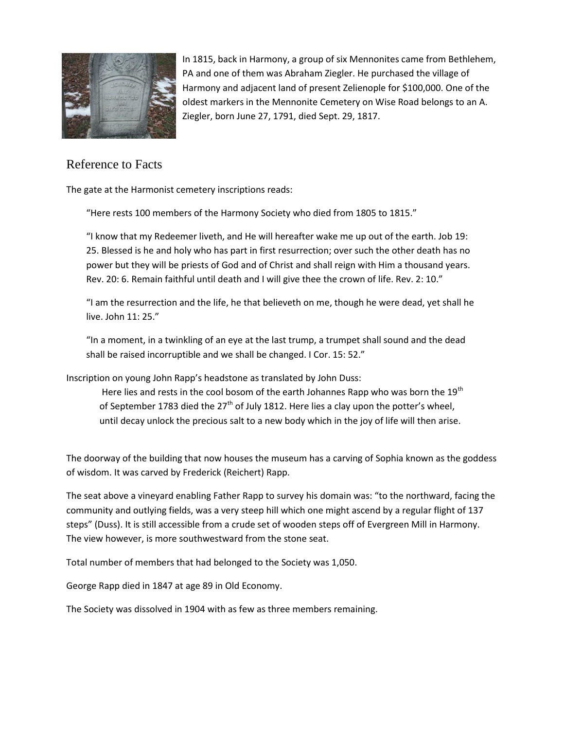In 1815, back in Harmony, a group of six Mennonites came from Bethlehem, PA and one of them was Abraham Ziegler. He purchased the village of Harmony and adjacent land of present Zelienople for $100,000. One of the oldest markers in the Mennonite Cemetery on Wise Road belongs to an A. Ziegler, born June 27, 1791, died Sept. 29, 1817.

## Reference to Facts

The gate at the Harmonist cemetery inscriptions reads:

> "Here rests 100 members of the Harmony Society who died from 1805 to 1815."
>
> "I know that my Redeemer liveth, and He will hereafter wake me up out of the earth. Job 19: 25. Blessed is he and holy who has part in first resurrection; over such the other death has no power but they will be priests of God and of Christ and shall reign with Him a thousand years. Rev. 20: 6. Remain faithful until death and I will give thee the crown of life. Rev. 2: 10."
>
> "I am the resurrection and the life, he that believeth on me, though he were dead, yet shall he live. John 11: 25."
>
> "In a moment, in a twinkling of an eye at the last trump, a trumpet shall sound and the dead shall be raised incorruptible and we shall be changed. I Cor. 15: 52."

Inscription on young John Rapp's headstone as translated by John Duss:

> Here lies and rests in the cool bosom of the earth Johannes Rapp who was born the 19th of September 1783 died the 27th of July 1812. Here lies a clay upon the potter's wheel, until decay unlock the precious salt to a new body which in the joy of life will then arise.

The doorway of the building that now houses the museum has a carving of Sophia known as the goddess of wisdom. It was carved by Frederick (Reichert) Rapp.

The seat above a vineyard enabling Father Rapp to survey his domain was: "to the northward, facing the community and outlying fields, was a very steep hill which one might ascend by a regular flight of 137 steps" (Duss). It is still accessible from a crude set of wooden steps off of Evergreen Mill in Harmony. The view however, is more southwestward from the stone seat.

Total number of members that had belonged to the Society was 1,050.

George Rapp died in 1847 at age 89 in Old Economy.

The Society was dissolved in 1904 with as few as three members remaining.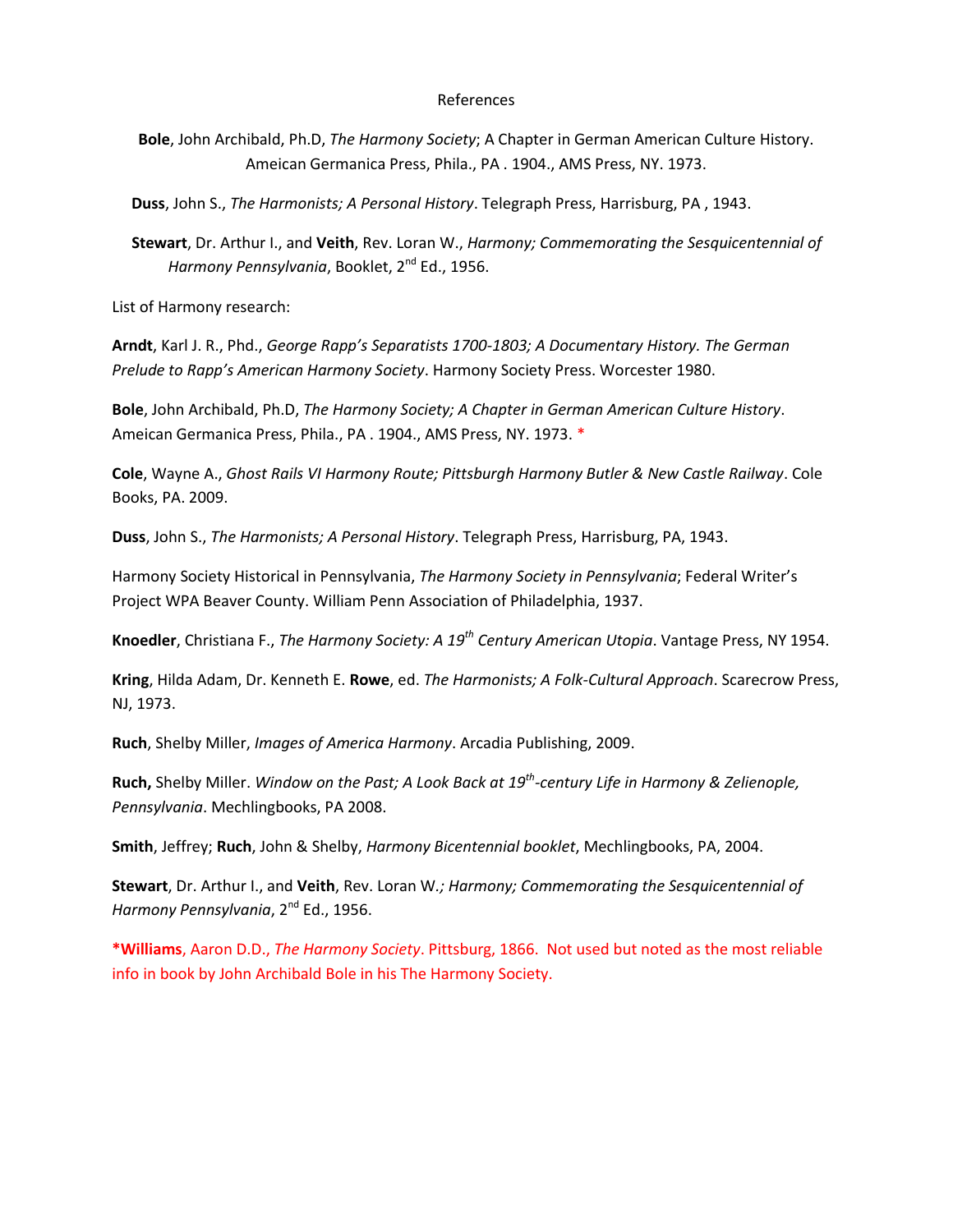References

**Bole**, John Archibald, Ph.D, *The Harmony Society*; A Chapter in German American Culture History. Ameican Germanica Press, Phila., PA . 1904., AMS Press, NY. 1973.

**Duss**, John S., *The Harmonists; A Personal History*. Telegraph Press, Harrisburg, PA , 1943.

**Stewart**, Dr. Arthur I., and **Veith**, Rev. Loran W., *Harmony; Commemorating the Sesquicentennial of Harmony Pennsylvania*, Booklet, 2nd Ed., 1956.

List of Harmony research:

**Arndt**, Karl J. R., Phd., *George Rapp's Separatists 1700-1803; A Documentary History. The German Prelude to Rapp's American Harmony Society*. Harmony Society Press. Worcester 1980.

**Bole**, John Archibald, Ph.D, *The Harmony Society; A Chapter in German American Culture History*. Ameican Germanica Press, Phila., PA . 1904., AMS Press, NY. 1973. *

**Cole**, Wayne A., *Ghost Rails VI Harmony Route; Pittsburgh Harmony Butler & New Castle Railway*. Cole Books, PA. 2009.

**Duss**, John S., *The Harmonists; A Personal History*. Telegraph Press, Harrisburg, PA, 1943.

Harmony Society Historical in Pennsylvania, *The Harmony Society in Pennsylvania*; Federal Writer's Project WPA Beaver County. William Penn Association of Philadelphia, 1937.

**Knoedler**, Christiana F., *The Harmony Society: A 19th Century American Utopia*. Vantage Press, NY 1954.

**Kring**, Hilda Adam, Dr. Kenneth E. **Rowe**, ed. *The Harmonists; A Folk-Cultural Approach*. Scarecrow Press, NJ, 1973.

**Ruch**, Shelby Miller, *Images of America Harmony*. Arcadia Publishing, 2009.

**Ruch,** Shelby Miller. *Window on the Past; A Look Back at 19th-century Life in Harmony & Zelienople, Pennsylvania*. Mechlingbooks, PA 2008.

**Smith**, Jeffrey; **Ruch**, John & Shelby, *Harmony Bicentennial booklet*, Mechlingbooks, PA, 2004.

**Stewart**, Dr. Arthur I., and **Veith**, Rev. Loran W.*; Harmony; Commemorating the Sesquicentennial of Harmony Pennsylvania*, 2nd Ed., 1956.

***Williams**, Aaron D.D., *The Harmony Society*. Pittsburg, 1866. Not used but noted as the most reliable info in book by John Archibald Bole in his The Harmony Society.